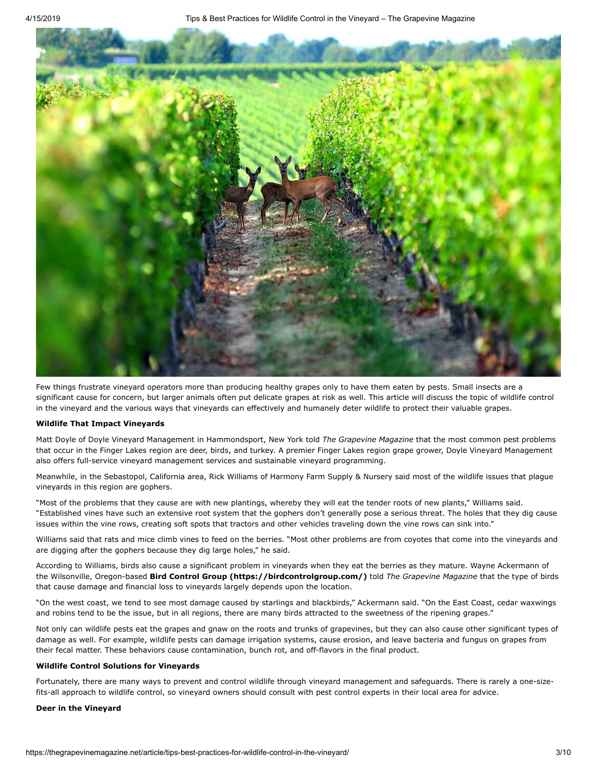Few things frustrate vineyard operators more than producing healthy grapes only to have them eaten by pests. Small insects are a significant cause for concern, but larger animals often put delicate grapes at risk as well. This article will discuss the topic of wildlife control in the vineyard and the various ways that vineyards can effectively and humanely deter wildlife to protect their valuable grapes.

**Wildlife That Impact Vineyards**

Matt Doyle of Doyle Vineyard Management in Hammondsport, New York told *The Grapevine Magazine* that the most common pest problems that occur in the Finger Lakes region are deer, birds, and turkey. A premier Finger Lakes region grape grower, Doyle Vineyard Management also offers full-service vineyard management services and sustainable vineyard programming.

Meanwhile, in the Sebastopol, California area, Rick Williams of Harmony Farm Supply & Nursery said most of the wildlife issues that plague vineyards in this region are gophers.

"Most of the problems that they cause are with new plantings, whereby they will eat the tender roots of new plants," Williams said. "Established vines have such an extensive root system that the gophers don't generally pose a serious threat. The holes that they dig cause issues within the vine rows, creating soft spots that tractors and other vehicles traveling down the vine rows can sink into."

Williams said that rats and mice climb vines to feed on the berries. "Most other problems are from coyotes that come into the vineyards and are digging after the gophers because they dig large holes," he said.

According to Williams, birds also cause a significant problem in vineyards when they eat the berries as they mature. Wayne Ackermann of the Wilsonville, Oregon-based **Bird Control Group (https://birdcontrolgroup.com/)** told *The Grapevine Magazine* that the type of birds that cause damage and financial loss to vineyards largely depends upon the location.

"On the west coast, we tend to see most damage caused by starlings and blackbirds," Ackermann said. "On the East Coast, cedar waxwings and robins tend to be the issue, but in all regions, there are many birds attracted to the sweetness of the ripening grapes."

Not only can wildlife pests eat the grapes and gnaw on the roots and trunks of grapevines, but they can also cause other significant types of damage as well. For example, wildlife pests can damage irrigation systems, cause erosion, and leave bacteria and fungus on grapes from their fecal matter. These behaviors cause contamination, bunch rot, and off-flavors in the final product.

**Wildlife Control Solutions for Vineyards**

Fortunately, there are many ways to prevent and control wildlife through vineyard management and safeguards. There is rarely a one-size-fits-all approach to wildlife control, so vineyard owners should consult with pest control experts in their local area for advice.

**Deer in the Vineyard**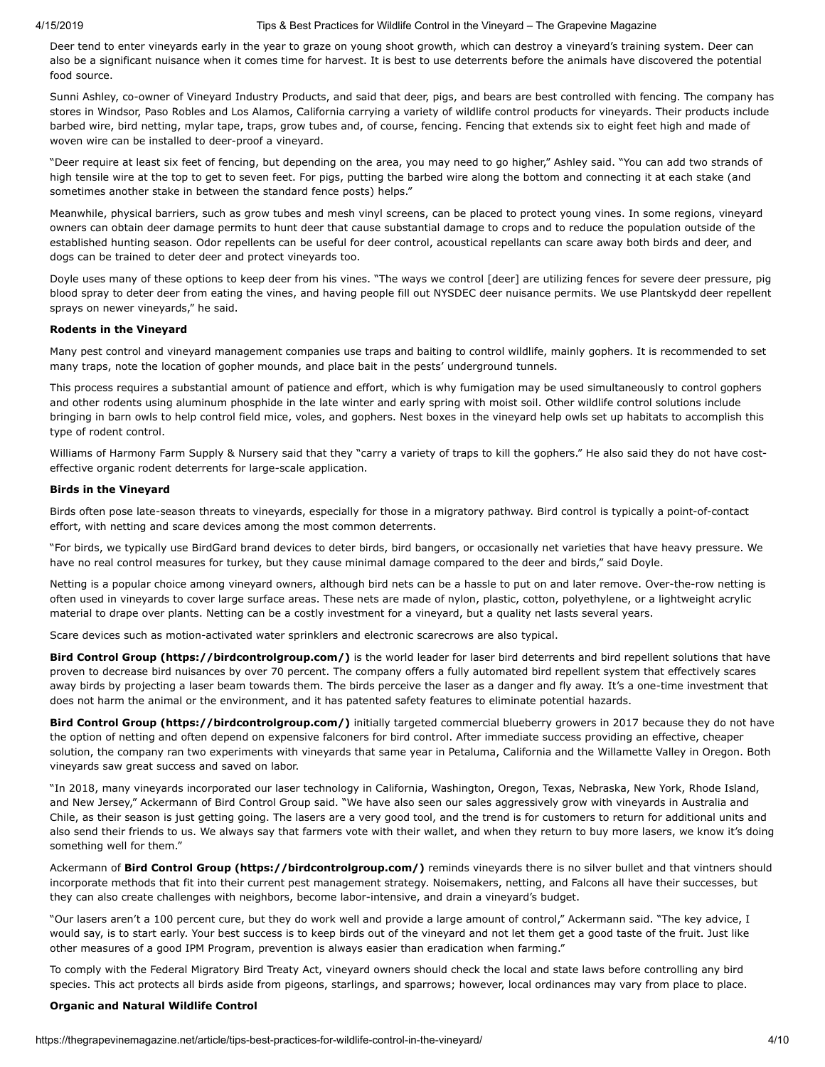Deer tend to enter vineyards early in the year to graze on young shoot growth, which can destroy a vineyard's training system. Deer can also be a significant nuisance when it comes time for harvest. It is best to use deterrents before the animals have discovered the potential food source.

Sunni Ashley, co-owner of Vineyard Industry Products, and said that deer, pigs, and bears are best controlled with fencing. The company has stores in Windsor, Paso Robles and Los Alamos, California carrying a variety of wildlife control products for vineyards. Their products include barbed wire, bird netting, mylar tape, traps, grow tubes and, of course, fencing. Fencing that extends six to eight feet high and made of woven wire can be installed to deer-proof a vineyard.

"Deer require at least six feet of fencing, but depending on the area, you may need to go higher," Ashley said. "You can add two strands of high tensile wire at the top to get to seven feet. For pigs, putting the barbed wire along the bottom and connecting it at each stake (and sometimes another stake in between the standard fence posts) helps."

Meanwhile, physical barriers, such as grow tubes and mesh vinyl screens, can be placed to protect young vines. In some regions, vineyard owners can obtain deer damage permits to hunt deer that cause substantial damage to crops and to reduce the population outside of the established hunting season. Odor repellents can be useful for deer control, acoustical repellants can scare away both birds and deer, and dogs can be trained to deter deer and protect vineyards too.

Doyle uses many of these options to keep deer from his vines. "The ways we control [deer] are utilizing fences for severe deer pressure, pig blood spray to deter deer from eating the vines, and having people fill out NYSDEC deer nuisance permits. We use Plantskydd deer repellent sprays on newer vineyards," he said.

**Rodents in the Vineyard**

Many pest control and vineyard management companies use traps and baiting to control wildlife, mainly gophers. It is recommended to set many traps, note the location of gopher mounds, and place bait in the pests' underground tunnels.

This process requires a substantial amount of patience and effort, which is why fumigation may be used simultaneously to control gophers and other rodents using aluminum phosphide in the late winter and early spring with moist soil. Other wildlife control solutions include bringing in barn owls to help control field mice, voles, and gophers. Nest boxes in the vineyard help owls set up habitats to accomplish this type of rodent control.

Williams of Harmony Farm Supply & Nursery said that they "carry a variety of traps to kill the gophers." He also said they do not have cost-effective organic rodent deterrents for large-scale application.

**Birds in the Vineyard**

Birds often pose late-season threats to vineyards, especially for those in a migratory pathway. Bird control is typically a point-of-contact effort, with netting and scare devices among the most common deterrents.

"For birds, we typically use BirdGard brand devices to deter birds, bird bangers, or occasionally net varieties that have heavy pressure. We have no real control measures for turkey, but they cause minimal damage compared to the deer and birds," said Doyle.

Netting is a popular choice among vineyard owners, although bird nets can be a hassle to put on and later remove. Over-the-row netting is often used in vineyards to cover large surface areas. These nets are made of nylon, plastic, cotton, polyethylene, or a lightweight acrylic material to drape over plants. Netting can be a costly investment for a vineyard, but a quality net lasts several years.

Scare devices such as motion-activated water sprinklers and electronic scarecrows are also typical.

**Bird Control Group (https://birdcontrolgroup.com/)** is the world leader for laser bird deterrents and bird repellent solutions that have proven to decrease bird nuisances by over 70 percent. The company offers a fully automated bird repellent system that effectively scares away birds by projecting a laser beam towards them. The birds perceive the laser as a danger and fly away. It's a one-time investment that does not harm the animal or the environment, and it has patented safety features to eliminate potential hazards.

**Bird Control Group (https://birdcontrolgroup.com/)** initially targeted commercial blueberry growers in 2017 because they do not have the option of netting and often depend on expensive falconers for bird control. After immediate success providing an effective, cheaper solution, the company ran two experiments with vineyards that same year in Petaluma, California and the Willamette Valley in Oregon. Both vineyards saw great success and saved on labor.

"In 2018, many vineyards incorporated our laser technology in California, Washington, Oregon, Texas, Nebraska, New York, Rhode Island, and New Jersey," Ackermann of Bird Control Group said. "We have also seen our sales aggressively grow with vineyards in Australia and Chile, as their season is just getting going. The lasers are a very good tool, and the trend is for customers to return for additional units and also send their friends to us. We always say that farmers vote with their wallet, and when they return to buy more lasers, we know it's doing something well for them."

Ackermann of **Bird Control Group (https://birdcontrolgroup.com/)** reminds vineyards there is no silver bullet and that vintners should incorporate methods that fit into their current pest management strategy. Noisemakers, netting, and Falcons all have their successes, but they can also create challenges with neighbors, become labor-intensive, and drain a vineyard's budget.

"Our lasers aren't a 100 percent cure, but they do work well and provide a large amount of control," Ackermann said. "The key advice, I would say, is to start early. Your best success is to keep birds out of the vineyard and not let them get a good taste of the fruit. Just like other measures of a good IPM Program, prevention is always easier than eradication when farming."

To comply with the Federal Migratory Bird Treaty Act, vineyard owners should check the local and state laws before controlling any bird species. This act protects all birds aside from pigeons, starlings, and sparrows; however, local ordinances may vary from place to place.

**Organic and Natural Wildlife Control**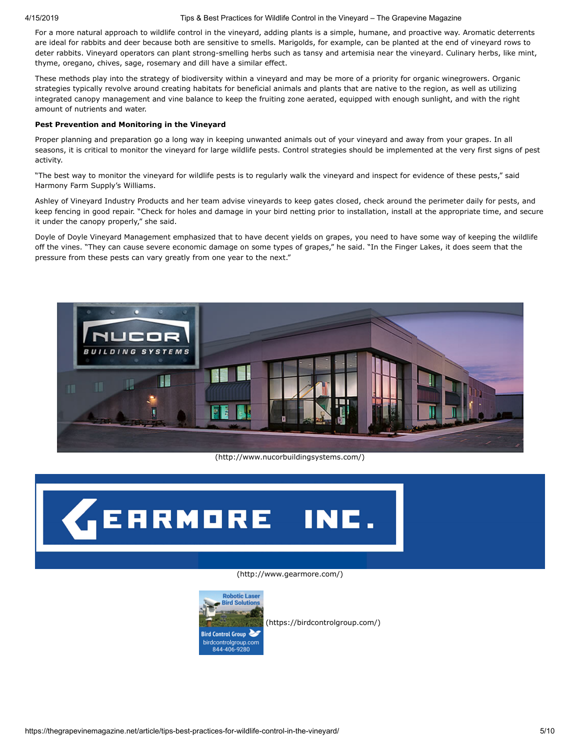For a more natural approach to wildlife control in the vineyard, adding plants is a simple, humane, and proactive way. Aromatic deterrents are ideal for rabbits and deer because both are sensitive to smells. Marigolds, for example, can be planted at the end of vineyard rows to deter rabbits. Vineyard operators can plant strong-smelling herbs such as tansy and artemisia near the vineyard. Culinary herbs, like mint, thyme, oregano, chives, sage, rosemary and dill have a similar effect.

These methods play into the strategy of biodiversity within a vineyard and may be more of a priority for organic winegrowers. Organic strategies typically revolve around creating habitats for beneficial animals and plants that are native to the region, as well as utilizing integrated canopy management and vine balance to keep the fruiting zone aerated, equipped with enough sunlight, and with the right amount of nutrients and water.

**Pest Prevention and Monitoring in the Vineyard**

Proper planning and preparation go a long way in keeping unwanted animals out of your vineyard and away from your grapes. In all seasons, it is critical to monitor the vineyard for large wildlife pests. Control strategies should be implemented at the very first signs of pest activity.

"The best way to monitor the vineyard for wildlife pests is to regularly walk the vineyard and inspect for evidence of these pests," said Harmony Farm Supply's Williams.

Ashley of Vineyard Industry Products and her team advise vineyards to keep gates closed, check around the perimeter daily for pests, and keep fencing in good repair. "Check for holes and damage in your bird netting prior to installation, install at the appropriate time, and secure it under the canopy properly," she said.

Doyle of Doyle Vineyard Management emphasized that to have decent yields on grapes, you need to have some way of keeping the wildlife off the vines. "They can cause severe economic damage on some types of grapes," he said. "In the Finger Lakes, it does seem that the pressure from these pests can vary greatly from one year to the next."

(http://www.nucorbuildingsystems.com/)

(http://www.gearmore.com/)

(https://birdcontrolgroup.com/)